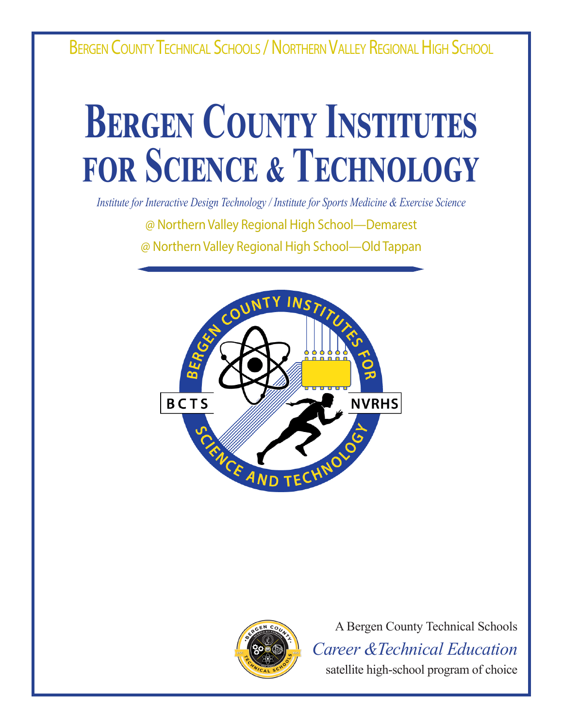Bergen County Technical Schools / Northern Valley Regional High School

# Bergen County Institutes for Science & Technology

*Institute for Interactive Design Technology / Institute for Sports Medicine & Exercise Science*

@ Northern Valley Regional High School—Demarest

@ Northern Valley Regional High School—Old Tappan

A Bergen County Technical Schools

*Career &Technical Education*

satellite high-school program of choice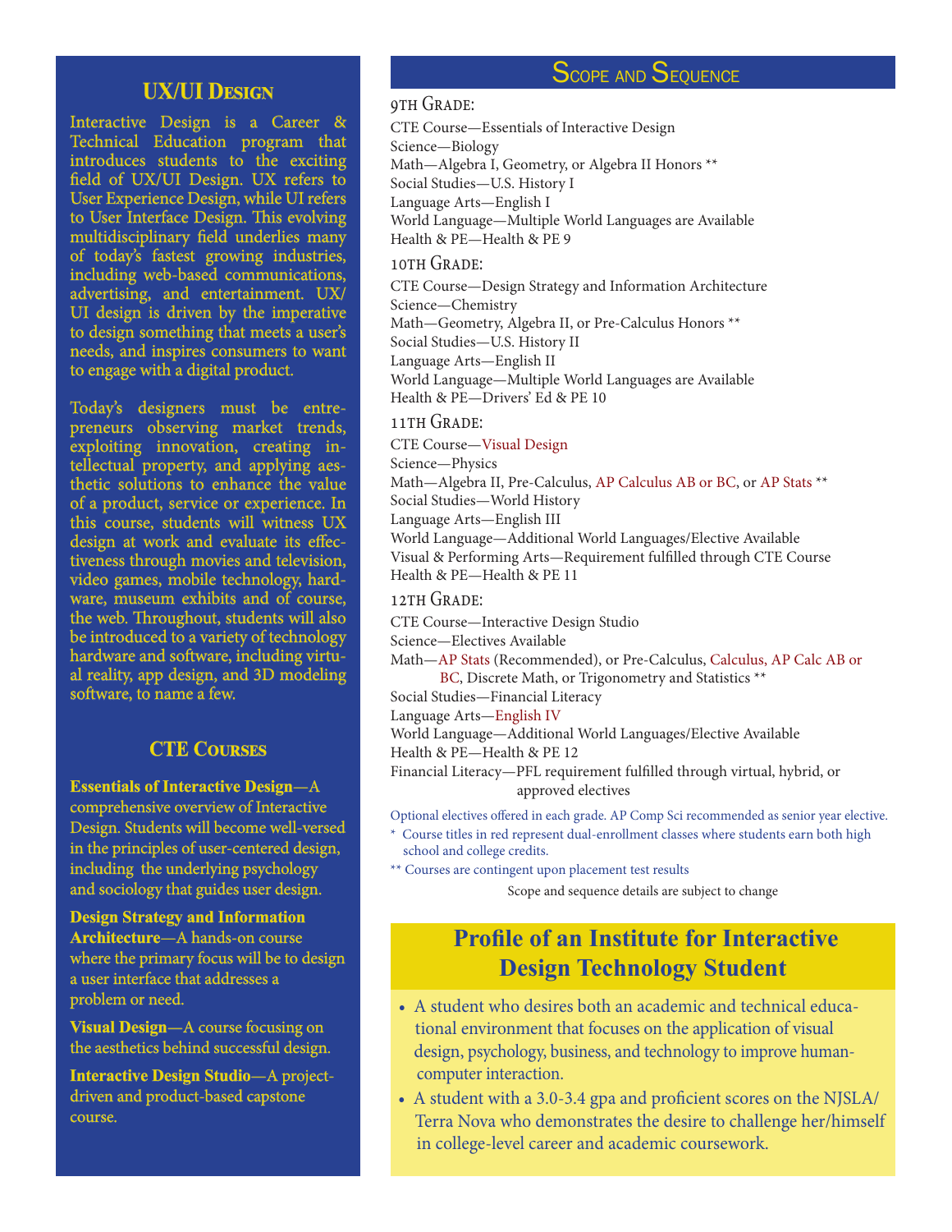## UX/UI Design

Interactive Design is a Career & Technical Education program that introduces students to the exciting field of UX/UI Design. UX refers to User Experience Design, while UI refers to User Interface Design. This evolving multidisciplinary field underlies many of today's fastest growing industries, including web-based communications, advertising, and entertainment. UX/UI design is driven by the imperative to design something that meets a user's needs, and inspires consumers to want to engage with a digital product.

Today's designers must be entrepreneurs observing market trends, exploiting innovation, creating intellectual property, and applying aesthetic solutions to enhance the value of a product, service or experience. In this course, students will witness UX design at work and evaluate its effectiveness through movies and television, video games, mobile technology, hardware, museum exhibits and of course, the web. Throughout, students will also be introduced to a variety of technology hardware and software, including virtual reality, app design, and 3D modeling software, to name a few.

## CTE Courses

**Essentials of Interactive Design**—A comprehensive overview of Interactive Design. Students will become well-versed in the principles of user-centered design, including the underlying psychology and sociology that guides user design.

**Design Strategy and Information Architecture**—A hands-on course where the primary focus will be to design a user interface that addresses a problem or need.

**Visual Design**—A course focusing on the aesthetics behind successful design.

**Interactive Design Studio**—A project-driven and product-based capstone course.

## Scope and Sequence

### 9th Grade:

CTE Course—Essentials of Interactive Design
Science—Biology
Math—Algebra I, Geometry, or Algebra II Honors **
Social Studies—U.S. History I
Language Arts—English I
World Language—Multiple World Languages are Available
Health & PE—Health & PE 9

### 10th Grade:

CTE Course—Design Strategy and Information Architecture
Science—Chemistry
Math—Geometry, Algebra II, or Pre-Calculus Honors **
Social Studies—U.S. History II
Language Arts—English II
World Language—Multiple World Languages are Available
Health & PE—Drivers' Ed & PE 10

### 11th Grade:

CTE Course—Visual Design
Science—Physics
Math—Algebra II, Pre-Calculus, AP Calculus AB or BC, or AP Stats **
Social Studies—World History
Language Arts—English III
World Language—Additional World Languages/Elective Available
Visual & Performing Arts—Requirement fulfilled through CTE Course
Health & PE—Health & PE 11

### 12th Grade:

CTE Course—Interactive Design Studio
Science—Electives Available
Math—AP Stats (Recommended), or Pre-Calculus, Calculus, AP Calc AB or BC, Discrete Math, or Trigonometry and Statistics **
Social Studies—Financial Literacy
Language Arts—English IV
World Language—Additional World Languages/Elective Available
Health & PE—Health & PE 12
Financial Literacy—PFL requirement fulfilled through virtual, hybrid, or approved electives

Optional electives offered in each grade. AP Comp Sci recommended as senior year elective.

\* Course titles in red represent dual-enrollment classes where students earn both high school and college credits.

** Courses are contingent upon placement test results

Scope and sequence details are subject to change

## Profile of an Institute for Interactive Design Technology Student

- A student who desires both an academic and technical educational environment that focuses on the application of visual design, psychology, business, and technology to improve human-computer interaction.
- A student with a 3.0-3.4 gpa and proficient scores on the NJSLA/Terra Nova who demonstrates the desire to challenge her/himself in college-level career and academic coursework.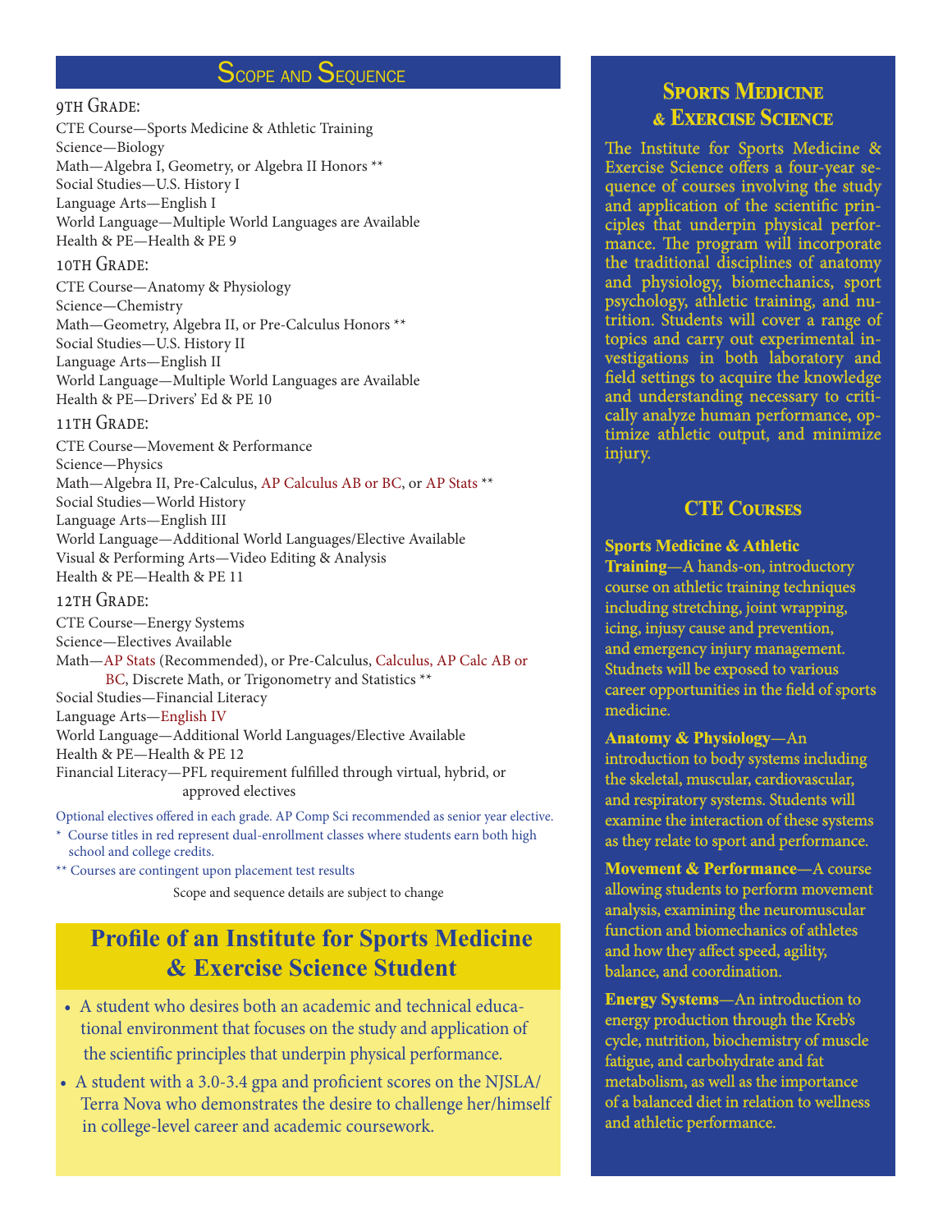## Scope and Sequence

### 9th Grade:

CTE Course—Sports Medicine & Athletic Training
Science—Biology
Math—Algebra I, Geometry, or Algebra II Honors **
Social Studies—U.S. History I
Language Arts—English I
World Language—Multiple World Languages are Available
Health & PE—Health & PE 9

### 10th Grade:

CTE Course—Anatomy & Physiology
Science—Chemistry
Math—Geometry, Algebra II, or Pre-Calculus Honors **
Social Studies—U.S. History II
Language Arts—English II
World Language—Multiple World Languages are Available
Health & PE—Drivers' Ed & PE 10

### 11th Grade:

CTE Course—Movement & Performance
Science—Physics
Math—Algebra II, Pre-Calculus, AP Calculus AB or BC, or AP Stats **
Social Studies—World History
Language Arts—English III
World Language—Additional World Languages/Elective Available
Visual & Performing Arts—Video Editing & Analysis
Health & PE—Health & PE 11

### 12th Grade:

CTE Course—Energy Systems
Science—Electives Available
Math—AP Stats (Recommended), or Pre-Calculus, Calculus, AP Calc AB or BC, Discrete Math, or Trigonometry and Statistics **
Social Studies—Financial Literacy
Language Arts—English IV
World Language—Additional World Languages/Elective Available
Health & PE—Health & PE 12
Financial Literacy—PFL requirement fulfilled through virtual, hybrid, or approved electives

Optional electives offered in each grade. AP Comp Sci recommended as senior year elective.

\* Course titles in red represent dual-enrollment classes where students earn both high school and college credits.

** Courses are contingent upon placement test results

Scope and sequence details are subject to change

## Profile of an Institute for Sports Medicine & Exercise Science Student

- A student who desires both an academic and technical educational environment that focuses on the study and application of the scientific principles that underpin physical performance.
- A student with a 3.0-3.4 gpa and proficient scores on the NJSLA/Terra Nova who demonstrates the desire to challenge her/himself in college-level career and academic coursework.

## Sports Medicine & Exercise Science

The Institute for Sports Medicine & Exercise Science offers a four-year sequence of courses involving the study and application of the scientific principles that underpin physical performance. The program will incorporate the traditional disciplines of anatomy and physiology, biomechanics, sport psychology, athletic training, and nutrition. Students will cover a range of topics and carry out experimental investigations in both laboratory and field settings to acquire the knowledge and understanding necessary to critically analyze human performance, optimize athletic output, and minimize injury.

## CTE Courses

**Sports Medicine & Athletic Training**—A hands-on, introductory course on athletic training techniques including stretching, joint wrapping, icing, injusy cause and prevention, and emergency injury management. Studnets will be exposed to various career opportunities in the field of sports medicine.

**Anatomy & Physiology**—An introduction to body systems including the skeletal, muscular, cardiovascular, and respiratory systems. Students will examine the interaction of these systems as they relate to sport and performance.

**Movement & Performance**—A course allowing students to perform movement analysis, examining the neuromuscular function and biomechanics of athletes and how they affect speed, agility, balance, and coordination.

**Energy Systems**—An introduction to energy production through the Kreb's cycle, nutrition, biochemistry of muscle fatigue, and carbohydrate and fat metabolism, as well as the importance of a balanced diet in relation to wellness and athletic performance.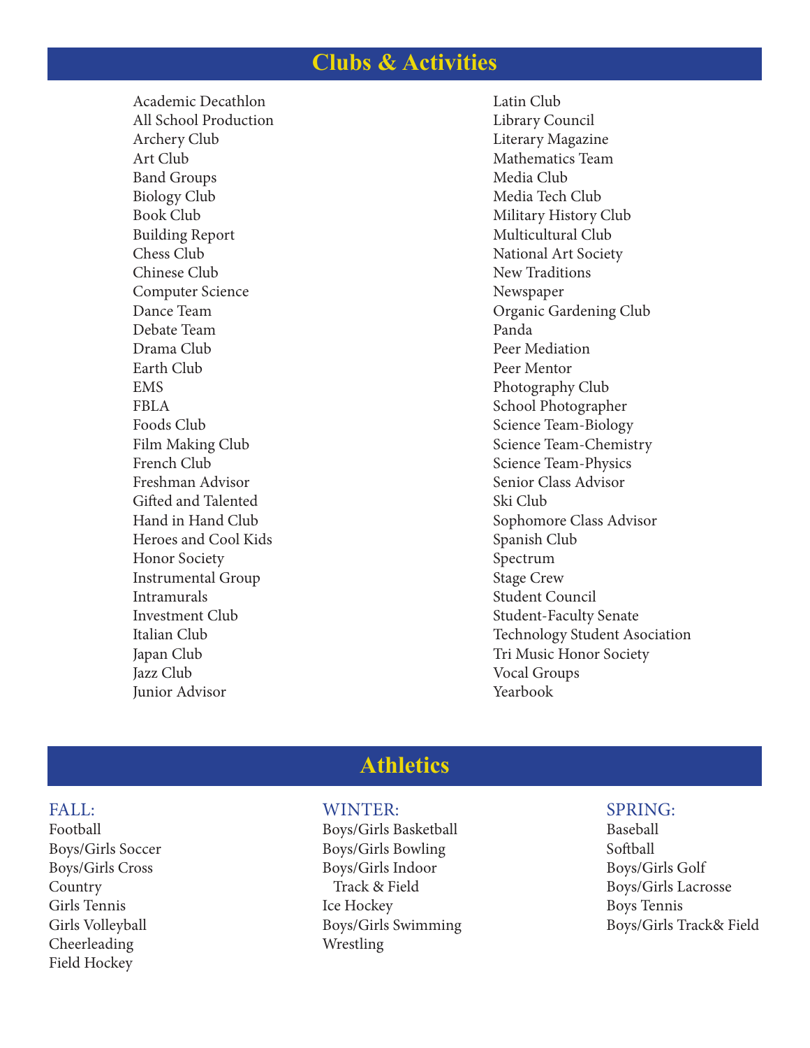## Clubs & Activities

- Academic Decathlon
- All School Production
- Archery Club
- Art Club
- Band Groups
- Biology Club
- Book Club
- Building Report
- Chess Club
- Chinese Club
- Computer Science
- Dance Team
- Debate Team
- Drama Club
- Earth Club
- EMS
- FBLA
- Foods Club
- Film Making Club
- French Club
- Freshman Advisor
- Gifted and Talented
- Hand in Hand Club
- Heroes and Cool Kids
- Honor Society
- Instrumental Group
- Intramurals
- Investment Club
- Italian Club
- Japan Club
- Jazz Club
- Junior Advisor
- Latin Club
- Library Council
- Literary Magazine
- Mathematics Team
- Media Club
- Media Tech Club
- Military History Club
- Multicultural Club
- National Art Society
- New Traditions
- Newspaper
- Organic Gardening Club
- Panda
- Peer Mediation
- Peer Mentor
- Photography Club
- School Photographer
- Science Team-Biology
- Science Team-Chemistry
- Science Team-Physics
- Senior Class Advisor
- Ski Club
- Sophomore Class Advisor
- Spanish Club
- Spectrum
- Stage Crew
- Student Council
- Student-Faculty Senate
- Technology Student Asociation
- Tri Music Honor Society
- Vocal Groups
- Yearbook

## Athletics

### FALL:

- Football
- Boys/Girls Soccer
- Boys/Girls Cross Country
- Girls Tennis
- Girls Volleyball
- Cheerleading
- Field Hockey

### WINTER:

- Boys/Girls Basketball
- Boys/Girls Bowling
- Boys/Girls Indoor Track & Field
- Ice Hockey
- Boys/Girls Swimming
- Wrestling

### SPRING:

- Baseball
- Softball
- Boys/Girls Golf
- Boys/Girls Lacrosse
- Boys Tennis
- Boys/Girls Track& Field